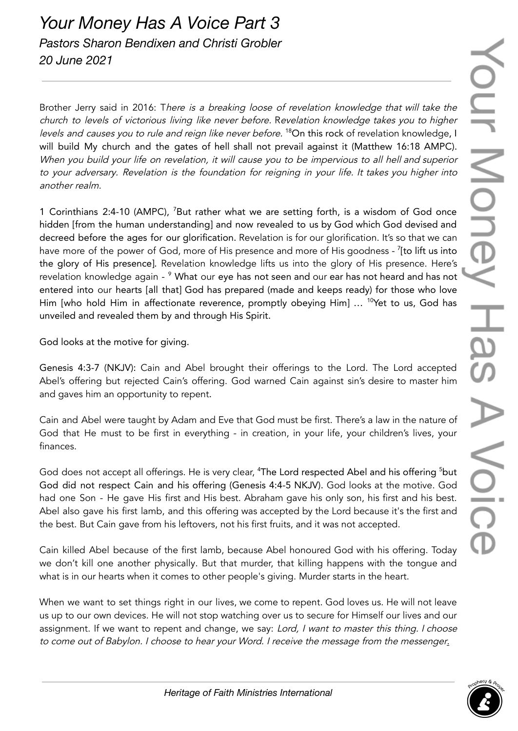# *Your Money Has A Voice Part 3*

*Pastors Sharon Bendixen and Christi Grobler*

*20 June 2021*

---

Brother Jerry said in 2016: T*here is a breaking loose of revelation knowledge that will take the church to levels of victorious living like never before.* R*evelation knowledge takes you to higher levels and causes you to rule and reign like never before.* [18]On this rock of revelation knowledge, I will build My church and the gates of hell shall not prevail against it (Matthew 16:18 AMPC). *When you build your life on revelation, it will cause you to be impervious to all hell and superior to your adversary. Revelation is the foundation for reigning in your life. It takes you higher into another realm.*

1 Corinthians 2:4-10 (AMPC), [7]But rather what we are setting forth, is a wisdom of God once hidden [from the human understanding] and now revealed to us by God which God devised and decreed before the ages for our glorification. Revelation is for our glorification. It's so that we can have more of the power of God, more of His presence and more of His goodness - [7][to lift us into the glory of His presence]. Revelation knowledge lifts us into the glory of His presence. Here's revelation knowledge again - [9] What our eye has not seen and our ear has not heard and has not entered into our hearts [all that] God has prepared (made and keeps ready) for those who love Him [who hold Him in affectionate reverence, promptly obeying Him] … [10]Yet to us, God has unveiled and revealed them by and through His Spirit.

God looks at the motive for giving.

Genesis 4:3-7 (NKJV): Cain and Abel brought their offerings to the Lord. The Lord accepted Abel's offering but rejected Cain's offering. God warned Cain against sin's desire to master him and gaves him an opportunity to repent.

Cain and Abel were taught by Adam and Eve that God must be first. There's a law in the nature of God that He must to be first in everything - in creation, in your life, your children's lives, your finances.

God does not accept all offerings. He is very clear, [4]The Lord respected Abel and his offering [5]but God did not respect Cain and his offering (Genesis 4:4-5 NKJV). God looks at the motive. God had one Son - He gave His first and His best. Abraham gave his only son, his first and his best. Abel also gave his first lamb, and this offering was accepted by the Lord because it's the first and the best. But Cain gave from his leftovers, not his first fruits, and it was not accepted.

Cain killed Abel because of the first lamb, because Abel honoured God with his offering. Today we don't kill one another physically. But that murder, that killing happens with the tongue and what is in our hearts when it comes to other people's giving. Murder starts in the heart.

When we want to set things right in our lives, we come to repent. God loves us. He will not leave us up to our own devices. He will not stop watching over us to secure for Himself our lives and our assignment. If we want to repent and change, we say: *Lord, I want to master this thing. I choose to come out of Babylon. I choose to hear your Word. I receive the message from the messenger.*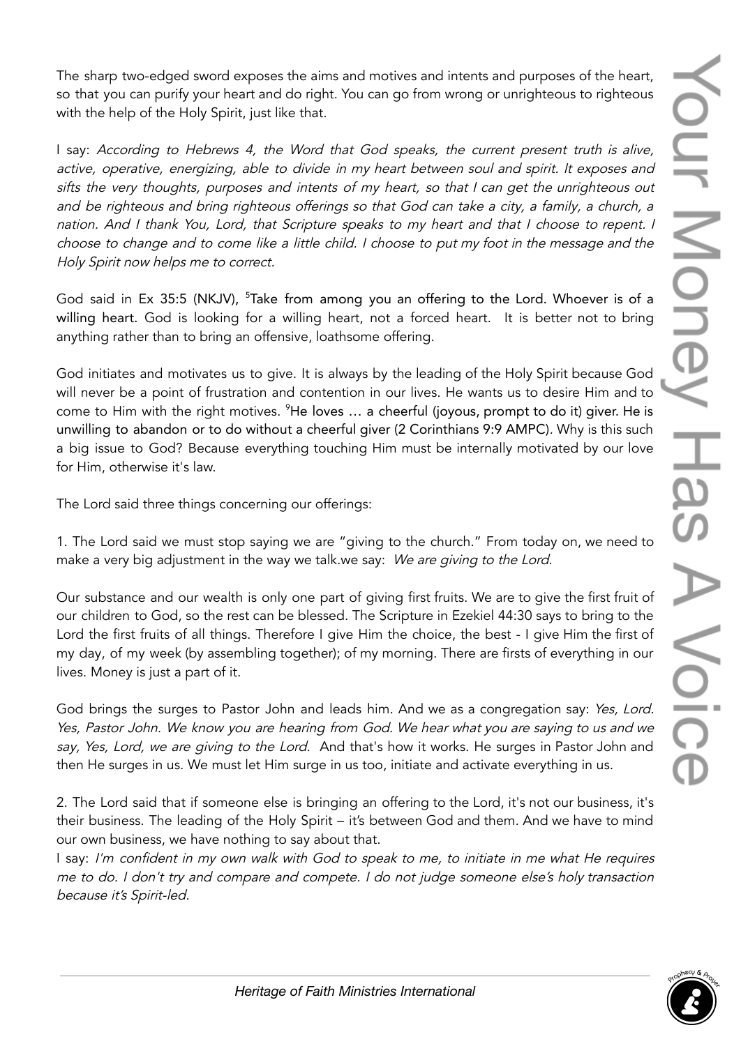The sharp two-edged sword exposes the aims and motives and intents and purposes of the heart, so that you can purify your heart and do right. You can go from wrong or unrighteous to righteous with the help of the Holy Spirit, just like that.

I say: *According to Hebrews 4, the Word that God speaks, the current present truth is alive, active, operative, energizing, able to divide in my heart between soul and spirit. It exposes and sifts the very thoughts, purposes and intents of my heart, so that I can get the unrighteous out and be righteous and bring righteous offerings so that God can take a city, a family, a church, a nation. And I thank You, Lord, that Scripture speaks to my heart and that I choose to repent. I choose to change and to come like a little child. I choose to put my foot in the message and the Holy Spirit now helps me to correct.*

God said in Ex 35:5 (NKJV), [5]Take from among you an offering to the Lord. Whoever is of a willing heart. God is looking for a willing heart, not a forced heart. It is better not to bring anything rather than to bring an offensive, loathsome offering.

God initiates and motivates us to give. It is always by the leading of the Holy Spirit because God will never be a point of frustration and contention in our lives. He wants us to desire Him and to come to Him with the right motives. [9]He loves … a cheerful (joyous, prompt to do it) giver. He is unwilling to abandon or to do without a cheerful giver (2 Corinthians 9:9 AMPC). Why is this such a big issue to God? Because everything touching Him must be internally motivated by our love for Him, otherwise it's law.

The Lord said three things concerning our offerings:

1. The Lord said we must stop saying we are "giving to the church." From today on, we need to make a very big adjustment in the way we talk.we say: *We are giving to the Lord*.

Our substance and our wealth is only one part of giving first fruits. We are to give the first fruit of our children to God, so the rest can be blessed. The Scripture in Ezekiel 44:30 says to bring to the Lord the first fruits of all things. Therefore I give Him the choice, the best - I give Him the first of my day, of my week (by assembling together); of my morning. There are firsts of everything in our lives. Money is just a part of it.

God brings the surges to Pastor John and leads him. And we as a congregation say: *Yes, Lord. Yes, Pastor John. We know you are hearing from God. We hear what you are saying to us and we say, Yes, Lord, we are giving to the Lord*. And that's how it works. He surges in Pastor John and then He surges in us. We must let Him surge in us too, initiate and activate everything in us.

2. The Lord said that if someone else is bringing an offering to the Lord, it's not our business, it's their business. The leading of the Holy Spirit – it's between God and them. And we have to mind our own business, we have nothing to say about that.

I say: *I'm confident in my own walk with God to speak to me, to initiate in me what He requires me to do. I don't try and compare and compete. I do not judge someone else's holy transaction because it's Spirit-led.*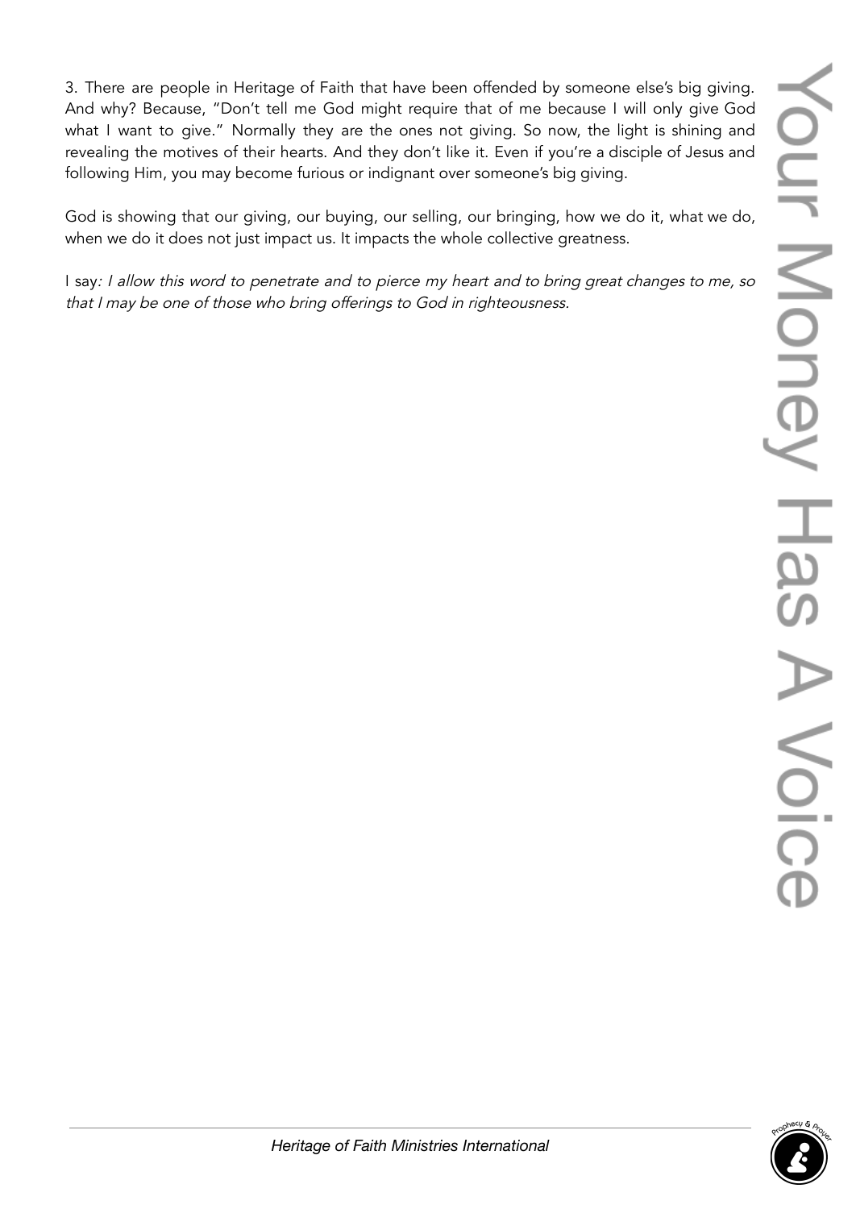3. There are people in Heritage of Faith that have been offended by someone else's big giving. And why? Because, "Don't tell me God might require that of me because I will only give God what I want to give." Normally they are the ones not giving. So now, the light is shining and revealing the motives of their hearts. And they don't like it. Even if you're a disciple of Jesus and following Him, you may become furious or indignant over someone's big giving.

God is showing that our giving, our buying, our selling, our bringing, how we do it, what we do, when we do it does not just impact us. It impacts the whole collective greatness.

I say*: I allow this word to penetrate and to pierce my heart and to bring great changes to me, so that I may be one of those who bring offerings to God in righteousness.*